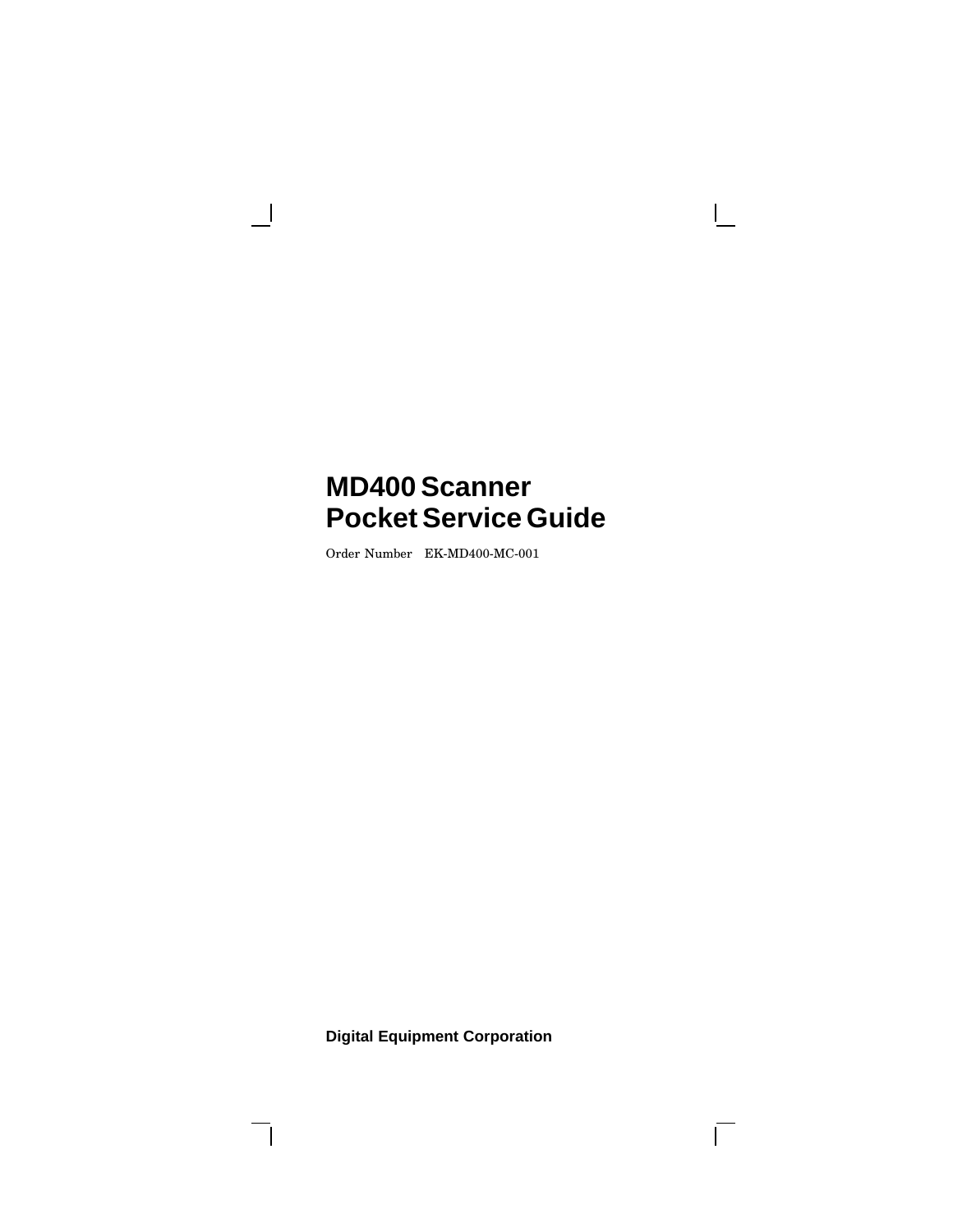# MD400 Scanner Pocket Service Guide

Order Number EK-MD400-MC-001

**Digital Equipment Corporation**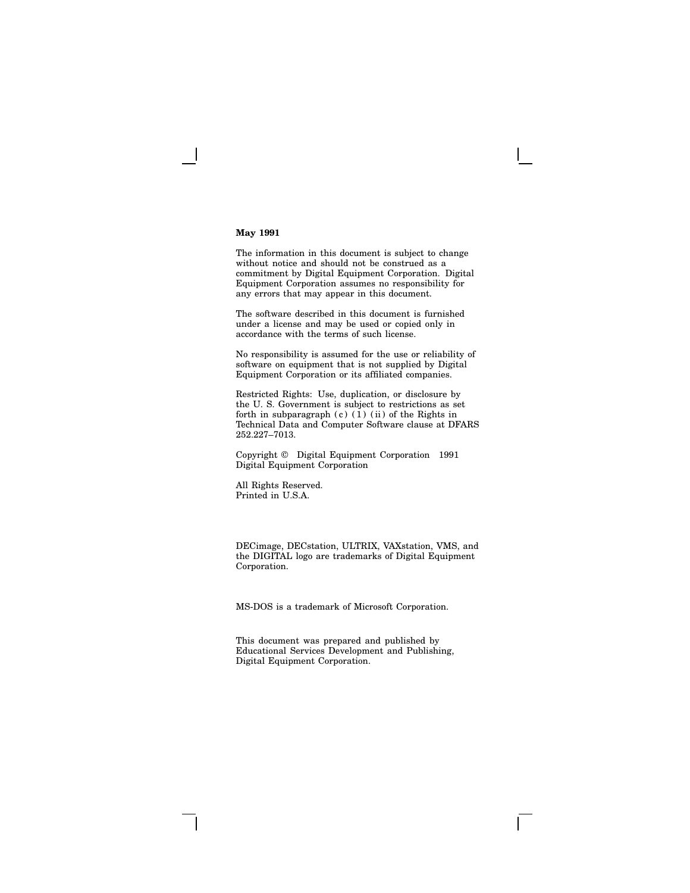**May 1991**

The information in this document is subject to change without notice and should not be construed as a commitment by Digital Equipment Corporation. Digital Equipment Corporation assumes no responsibility for any errors that may appear in this document.

The software described in this document is furnished under a license and may be used or copied only in accordance with the terms of such license.

No responsibility is assumed for the use or reliability of software on equipment that is not supplied by Digital Equipment Corporation or its affiliated companies.

Restricted Rights: Use, duplication, or disclosure by the U. S. Government is subject to restrictions as set forth in subparagraph (c) (1) (ii) of the Rights in Technical Data and Computer Software clause at DFARS 252.227–7013.

Copyright © Digital Equipment Corporation 1991
Digital Equipment Corporation

All Rights Reserved.
Printed in U.S.A.

DECimage, DECstation, ULTRIX, VAXstation, VMS, and the DIGITAL logo are trademarks of Digital Equipment Corporation.

MS-DOS is a trademark of Microsoft Corporation.

This document was prepared and published by Educational Services Development and Publishing, Digital Equipment Corporation.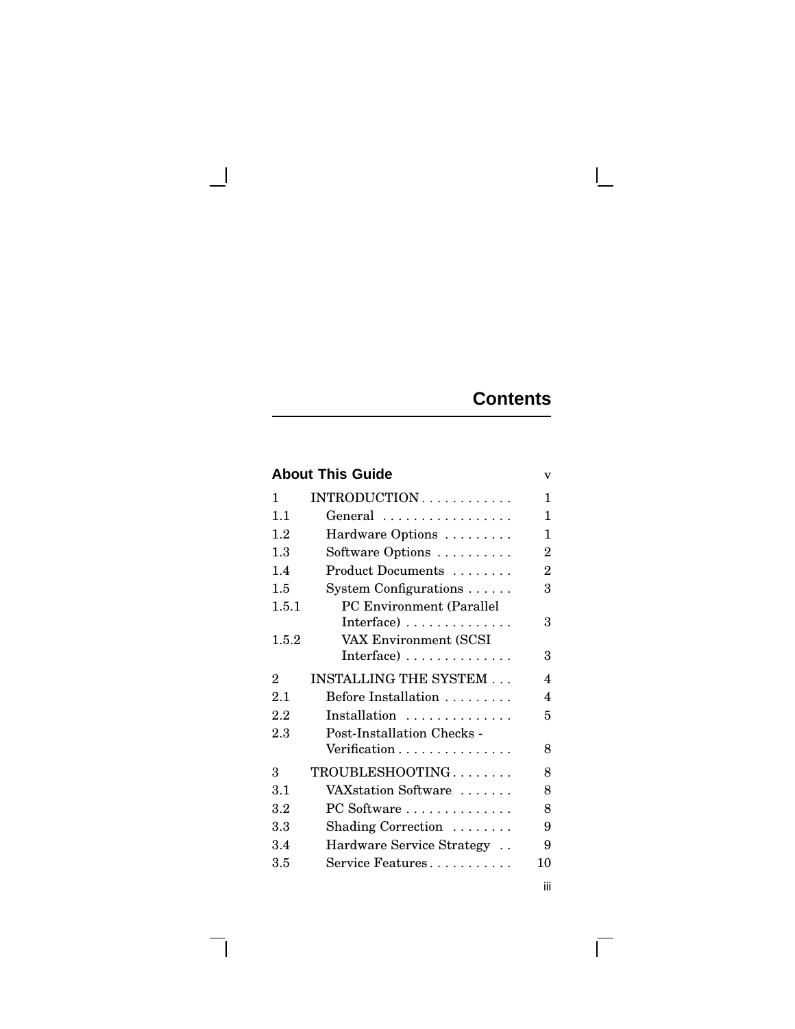# Contents

| | | |
|---|---|---|
| **About This Guide** | | v |
| 1 | INTRODUCTION | 1 |
| 1.1 | General | 1 |
| 1.2 | Hardware Options | 1 |
| 1.3 | Software Options | 2 |
| 1.4 | Product Documents | 2 |
| 1.5 | System Configurations | 3 |
| 1.5.1 | PC Environment (Parallel Interface) | 3 |
| 1.5.2 | VAX Environment (SCSI Interface) | 3 |
| 2 | INSTALLING THE SYSTEM | 4 |
| 2.1 | Before Installation | 4 |
| 2.2 | Installation | 5 |
| 2.3 | Post-Installation Checks - Verification | 8 |
| 3 | TROUBLESHOOTING | 8 |
| 3.1 | VAXstation Software | 8 |
| 3.2 | PC Software | 8 |
| 3.3 | Shading Correction | 9 |
| 3.4 | Hardware Service Strategy | 9 |
| 3.5 | Service Features | 10 |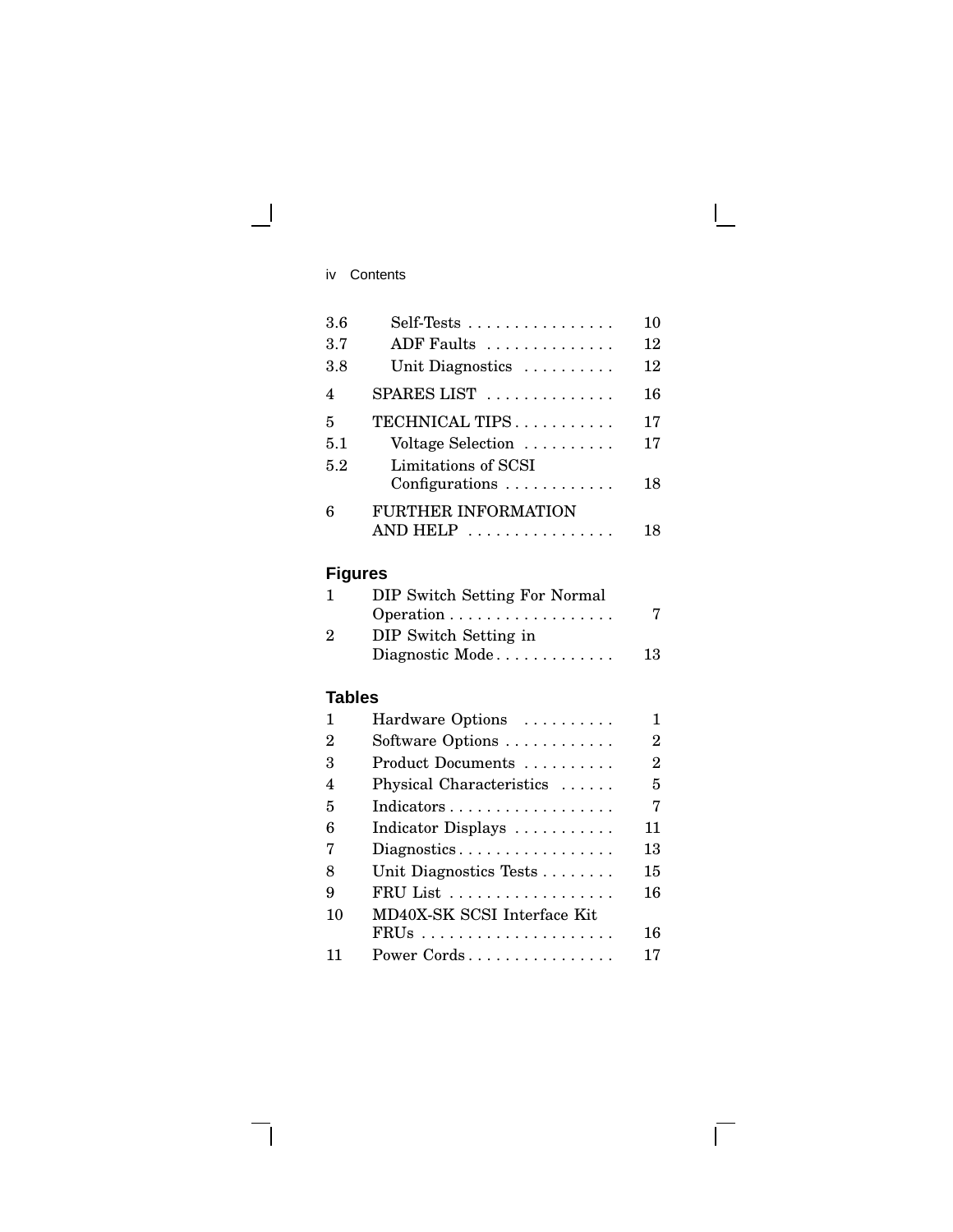| | | |
|---|---|---|
| 3.6 | Self-Tests | 10 |
| 3.7 | ADF Faults | 12 |
| 3.8 | Unit Diagnostics | 12 |
| 4 | SPARES LIST | 16 |
| 5 | TECHNICAL TIPS | 17 |
| 5.1 | Voltage Selection | 17 |
| 5.2 | Limitations of SCSI Configurations | 18 |
| 6 | FURTHER INFORMATION AND HELP | 18 |

## Figures

| | | |
|---|---|---|
| 1 | DIP Switch Setting For Normal Operation | 7 |
| 2 | DIP Switch Setting in Diagnostic Mode | 13 |

## Tables

| | | |
|---|---|---|
| 1 | Hardware Options | 1 |
| 2 | Software Options | 2 |
| 3 | Product Documents | 2 |
| 4 | Physical Characteristics | 5 |
| 5 | Indicators | 7 |
| 6 | Indicator Displays | 11 |
| 7 | Diagnostics | 13 |
| 8 | Unit Diagnostics Tests | 15 |
| 9 | FRU List | 16 |
| 10 | MD40X-SK SCSI Interface Kit FRUs | 16 |
| 11 | Power Cords | 17 |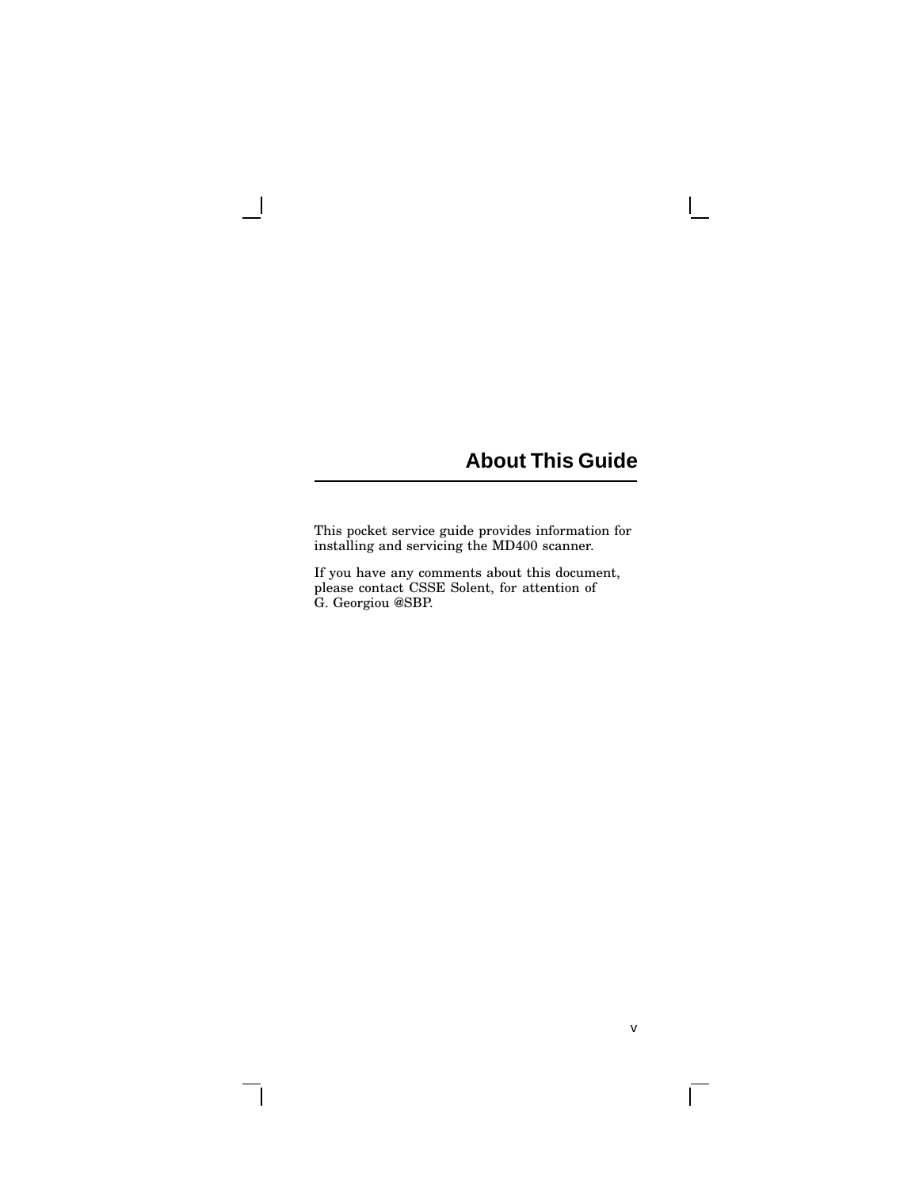# About This Guide

This pocket service guide provides information for installing and servicing the MD400 scanner.

If you have any comments about this document, please contact CSSE Solent, for attention of G. Georgiou @SBP.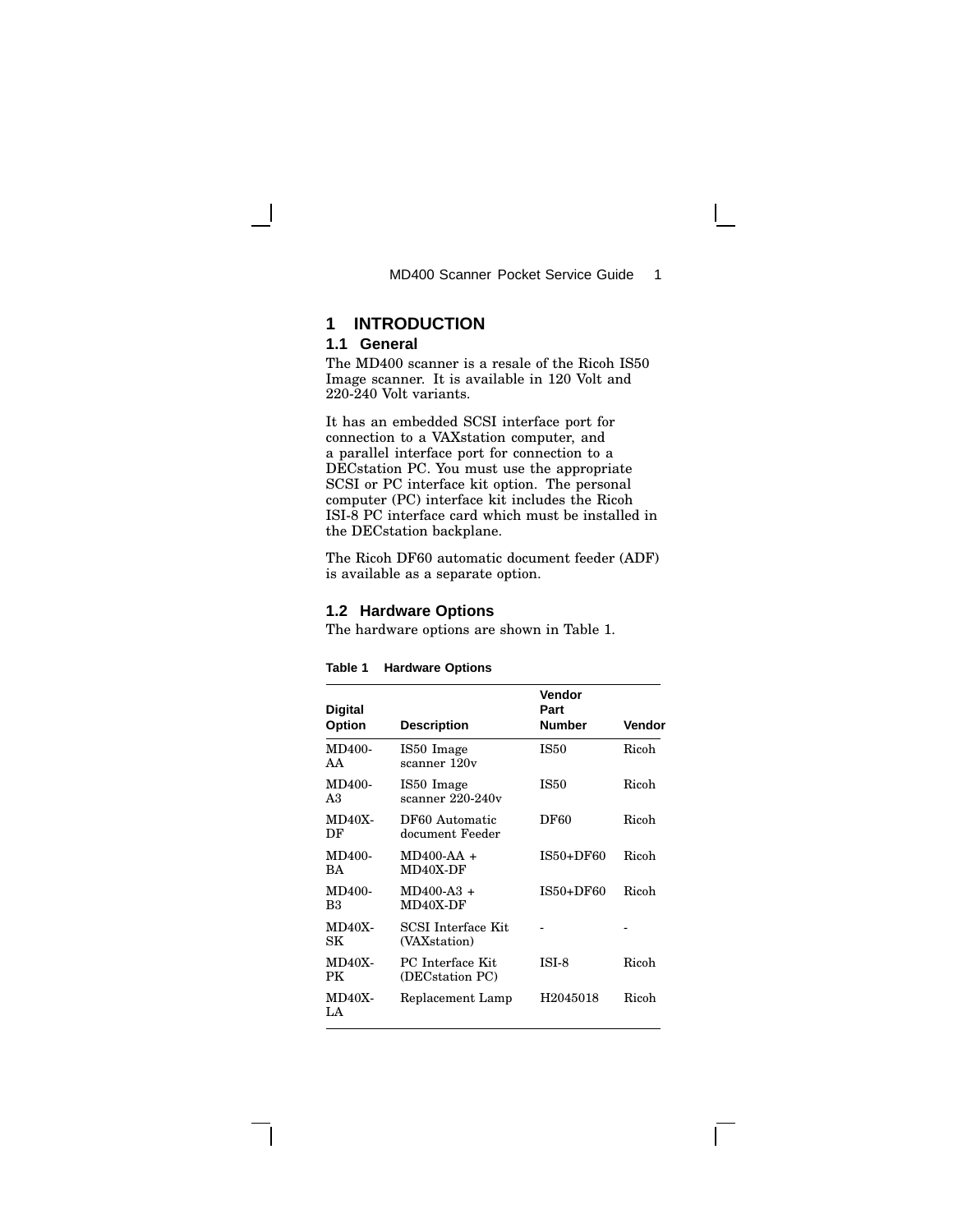# 1 INTRODUCTION

## 1.1 General

The MD400 scanner is a resale of the Ricoh IS50 Image scanner. It is available in 120 Volt and 220-240 Volt variants.

It has an embedded SCSI interface port for connection to a VAXstation computer, and a parallel interface port for connection to a DECstation PC. You must use the appropriate SCSI or PC interface kit option. The personal computer (PC) interface kit includes the Ricoh ISI-8 PC interface card which must be installed in the DECstation backplane.

The Ricoh DF60 automatic document feeder (ADF) is available as a separate option.

## 1.2 Hardware Options

The hardware options are shown in Table 1.

**Table 1 Hardware Options**

| Digital Option | Description | Vendor Part Number | Vendor |
|---|---|---|---|
| MD400-AA | IS50 Image scanner 120v | IS50 | Ricoh |
| MD400-A3 | IS50 Image scanner 220-240v | IS50 | Ricoh |
| MD40X-DF | DF60 Automatic document Feeder | DF60 | Ricoh |
| MD400-BA | MD400-AA + MD40X-DF | IS50+DF60 | Ricoh |
| MD400-B3 | MD400-A3 + MD40X-DF | IS50+DF60 | Ricoh |
| MD40X-SK | SCSI Interface Kit (VAXstation) | - | - |
| MD40X-PK | PC Interface Kit (DECstation PC) | ISI-8 | Ricoh |
| MD40X-LA | Replacement Lamp | H2045018 | Ricoh |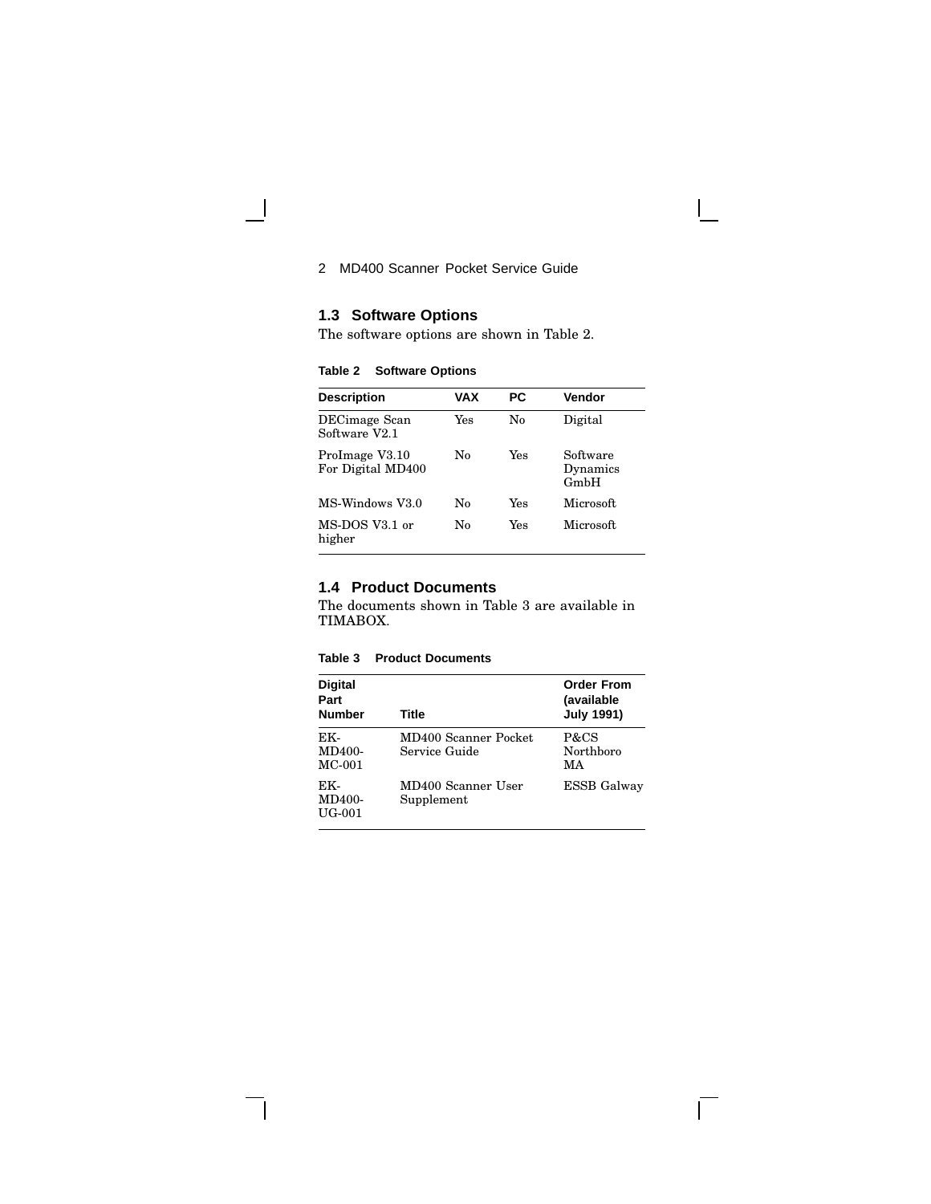## 1.3 Software Options

The software options are shown in Table 2.

**Table 2 Software Options**

| Description | VAX | PC | Vendor |
|---|---|---|---|
| DECimage Scan Software V2.1 | Yes | No | Digital |
| ProImage V3.10 For Digital MD400 | No | Yes | Software Dynamics GmbH |
| MS-Windows V3.0 | No | Yes | Microsoft |
| MS-DOS V3.1 or higher | No | Yes | Microsoft |

## 1.4 Product Documents

The documents shown in Table 3 are available in TIMABOX.

**Table 3 Product Documents**

| Digital Part Number | Title | Order From (available July 1991) |
|---|---|---|
| EK-MD400-MC-001 | MD400 Scanner Pocket Service Guide | P&CS Northboro MA |
| EK-MD400-UG-001 | MD400 Scanner User Supplement | ESSB Galway |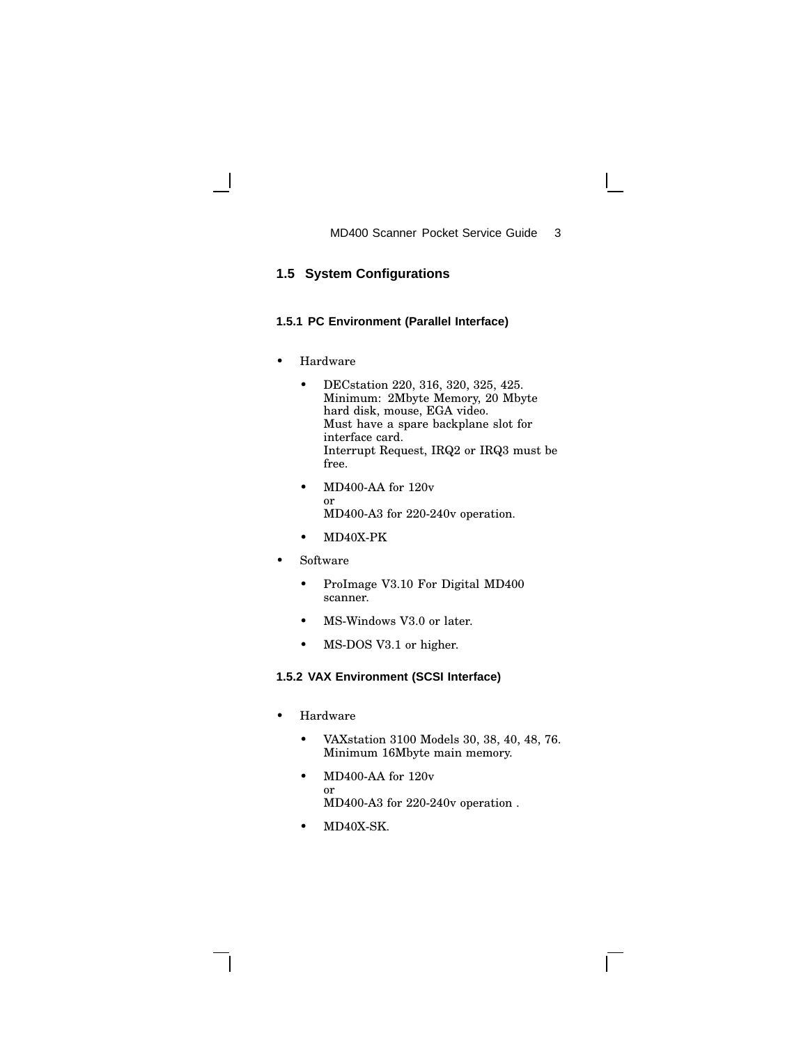## 1.5 System Configurations

### 1.5.1 PC Environment (Parallel Interface)

- Hardware
  - DECstation 220, 316, 320, 325, 425.
    Minimum: 2Mbyte Memory, 20 Mbyte hard disk, mouse, EGA video.
    Must have a spare backplane slot for interface card.
    Interrupt Request, IRQ2 or IRQ3 must be free.
  - MD400-AA for 120v
    or
    MD400-A3 for 220-240v operation.
  - MD40X-PK
- Software
  - ProImage V3.10 For Digital MD400 scanner.
  - MS-Windows V3.0 or later.
  - MS-DOS V3.1 or higher.

### 1.5.2 VAX Environment (SCSI Interface)

- Hardware
  - VAXstation 3100 Models 30, 38, 40, 48, 76.
    Minimum 16Mbyte main memory.
  - MD400-AA for 120v
    or
    MD400-A3 for 220-240v operation .
  - MD40X-SK.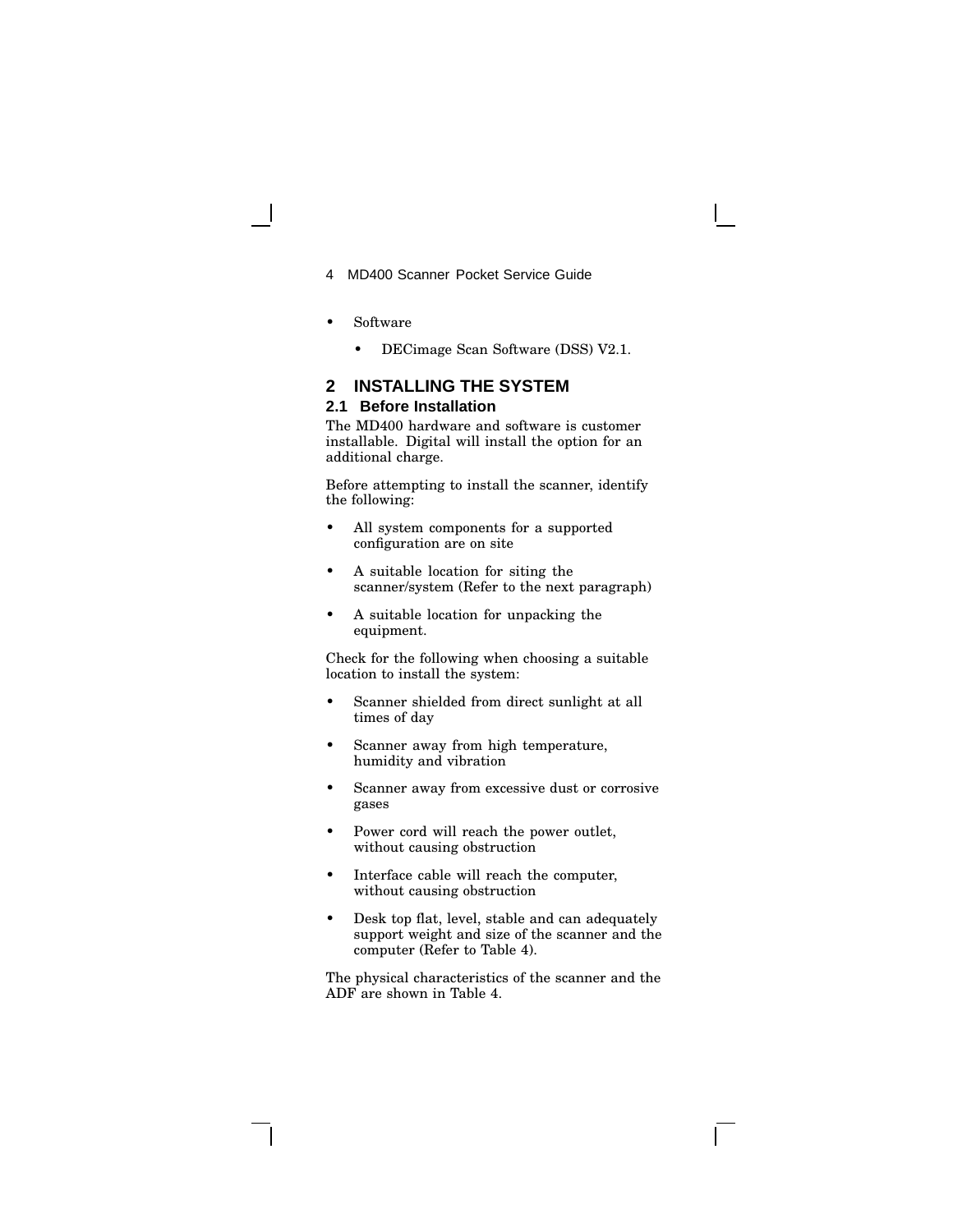- Software
  - DECimage Scan Software (DSS) V2.1.

# 2 INSTALLING THE SYSTEM

## 2.1 Before Installation

The MD400 hardware and software is customer installable. Digital will install the option for an additional charge.

Before attempting to install the scanner, identify the following:

- All system components for a supported configuration are on site
- A suitable location for siting the scanner/system (Refer to the next paragraph)
- A suitable location for unpacking the equipment.

Check for the following when choosing a suitable location to install the system:

- Scanner shielded from direct sunlight at all times of day
- Scanner away from high temperature, humidity and vibration
- Scanner away from excessive dust or corrosive gases
- Power cord will reach the power outlet, without causing obstruction
- Interface cable will reach the computer, without causing obstruction
- Desk top flat, level, stable and can adequately support weight and size of the scanner and the computer (Refer to Table 4).

The physical characteristics of the scanner and the ADF are shown in Table 4.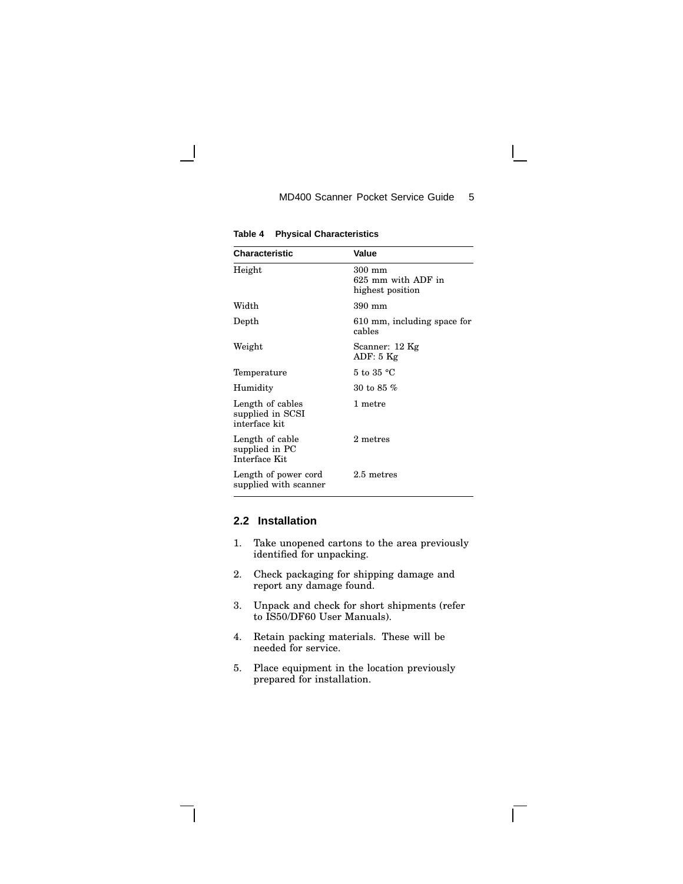**Table 4 Physical Characteristics**

| Characteristic | Value |
|---|---|
| Height | 300 mm<br>625 mm with ADF in highest position |
| Width | 390 mm |
| Depth | 610 mm, including space for cables |
| Weight | Scanner: 12 Kg<br>ADF: 5 Kg |
| Temperature | 5 to 35 °C |
| Humidity | 30 to 85 % |
| Length of cables supplied in SCSI interface kit | 1 metre |
| Length of cable supplied in PC Interface Kit | 2 metres |
| Length of power cord supplied with scanner | 2.5 metres |

## 2.2 Installation

1. Take unopened cartons to the area previously identified for unpacking.
2. Check packaging for shipping damage and report any damage found.
3. Unpack and check for short shipments (refer to IS50/DF60 User Manuals).
4. Retain packing materials. These will be needed for service.
5. Place equipment in the location previously prepared for installation.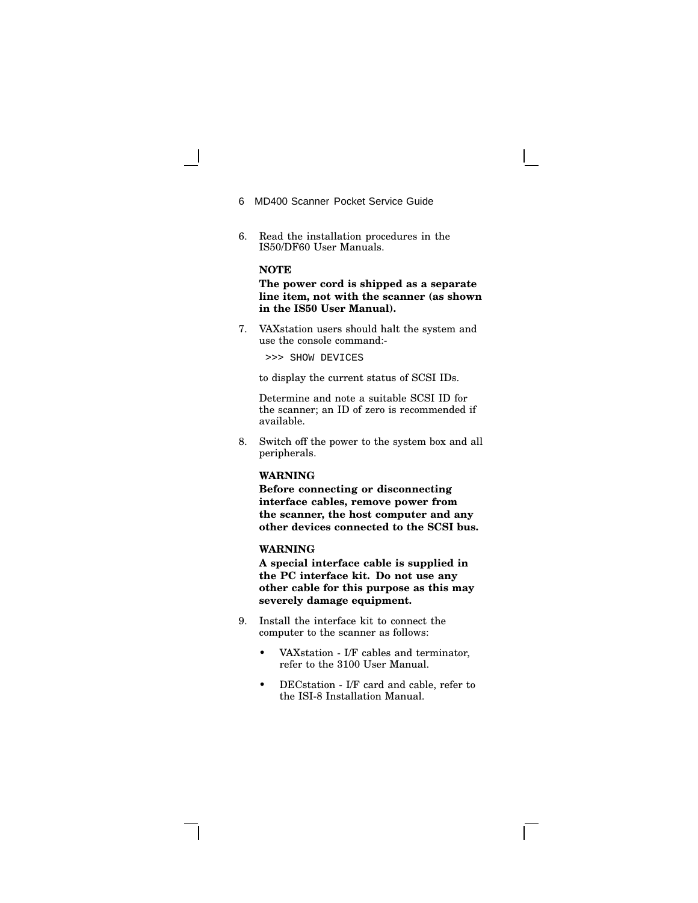6. Read the installation procedures in the IS50/DF60 User Manuals.

   **NOTE**

   **The power cord is shipped as a separate line item, not with the scanner (as shown in the IS50 User Manual).**

7. VAXstation users should halt the system and use the console command:-

   ```
   >>> SHOW DEVICES
   ```

   to display the current status of SCSI IDs.

   Determine and note a suitable SCSI ID for the scanner; an ID of zero is recommended if available.

8. Switch off the power to the system box and all peripherals.

   **WARNING**

   **Before connecting or disconnecting interface cables, remove power from the scanner, the host computer and any other devices connected to the SCSI bus.**

   **WARNING**

   **A special interface cable is supplied in the PC interface kit. Do not use any other cable for this purpose as this may severely damage equipment.**

9. Install the interface kit to connect the computer to the scanner as follows:

   - VAXstation - I/F cables and terminator, refer to the 3100 User Manual.
   - DECstation - I/F card and cable, refer to the ISI-8 Installation Manual.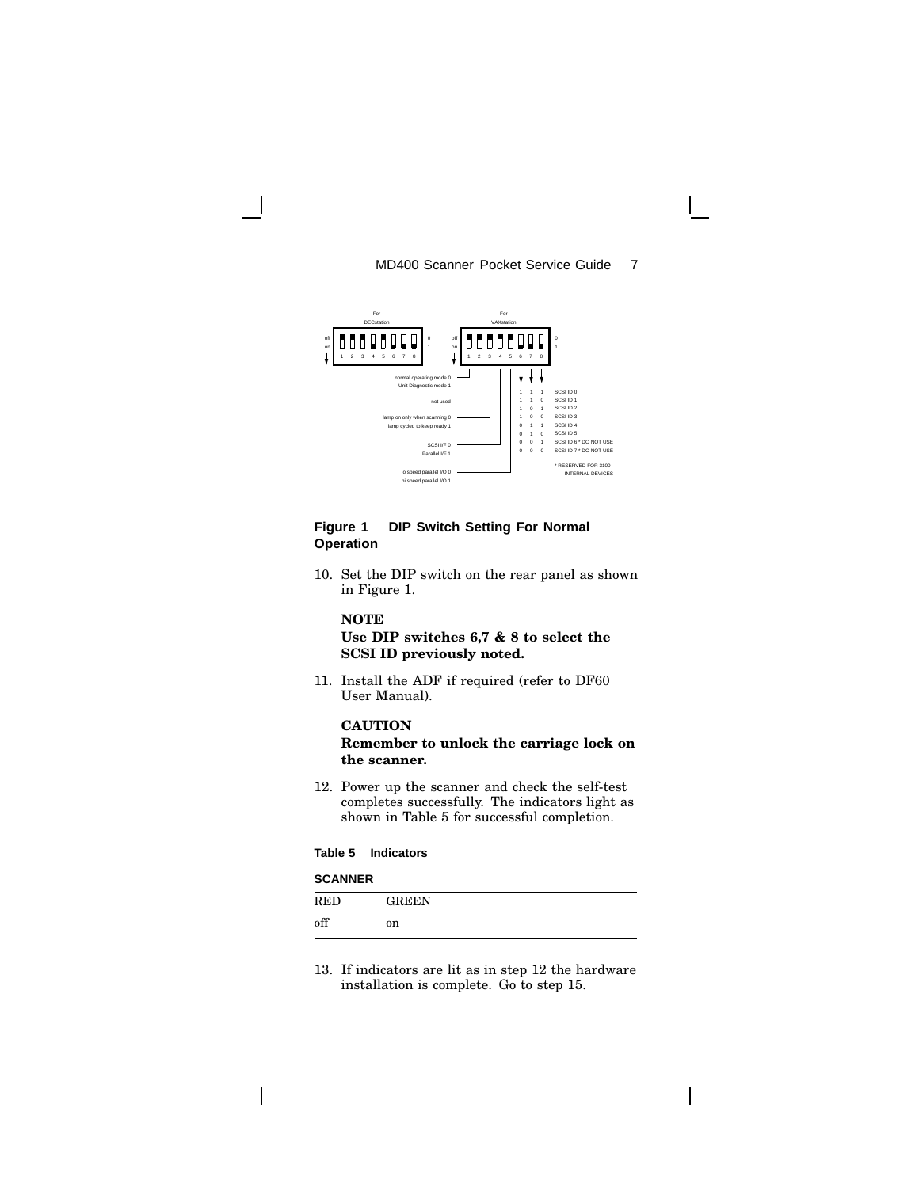For DECstation

For VAXstation

| Switch | Setting |
|---|---|
| 1 | normal operating mode 0 / Unit Diagnostic mode 1 |
| 2 | not used |
| 3 | lamp on only when scanning 0 / lamp cycled to keep ready 1 |
| 4 | SCSI I/F 0 / Parallel I/F 1 |
| 5 | lo speed parallel I/O 0 / hi speed parallel I/O 1 |

| 6 | 7 | 8 | SCSI ID |
|---|---|---|---|
| 1 | 1 | 1 | SCSI ID 0 |
| 1 | 1 | 0 | SCSI ID 1 |
| 1 | 0 | 1 | SCSI ID 2 |
| 1 | 0 | 0 | SCSI ID 3 |
| 0 | 1 | 1 | SCSI ID 4 |
| 0 | 1 | 0 | SCSI ID 5 |
| 0 | 0 | 1 | SCSI ID 6 * DO NOT USE |
| 0 | 0 | 0 | SCSI ID 7 * DO NOT USE |

* RESERVED FOR 3100 INTERNAL DEVICES

**Figure 1 DIP Switch Setting For Normal Operation**

10. Set the DIP switch on the rear panel as shown in Figure 1.

    **NOTE**

    **Use DIP switches 6,7 & 8 to select the SCSI ID previously noted.**

11. Install the ADF if required (refer to DF60 User Manual).

    **CAUTION**

    **Remember to unlock the carriage lock on the scanner.**

12. Power up the scanner and check the self-test completes successfully. The indicators light as shown in Table 5 for successful completion.

**Table 5 Indicators**

| SCANNER | |
|---|---|
| RED | GREEN |
| off | on |

13. If indicators are lit as in step 12 the hardware installation is complete. Go to step 15.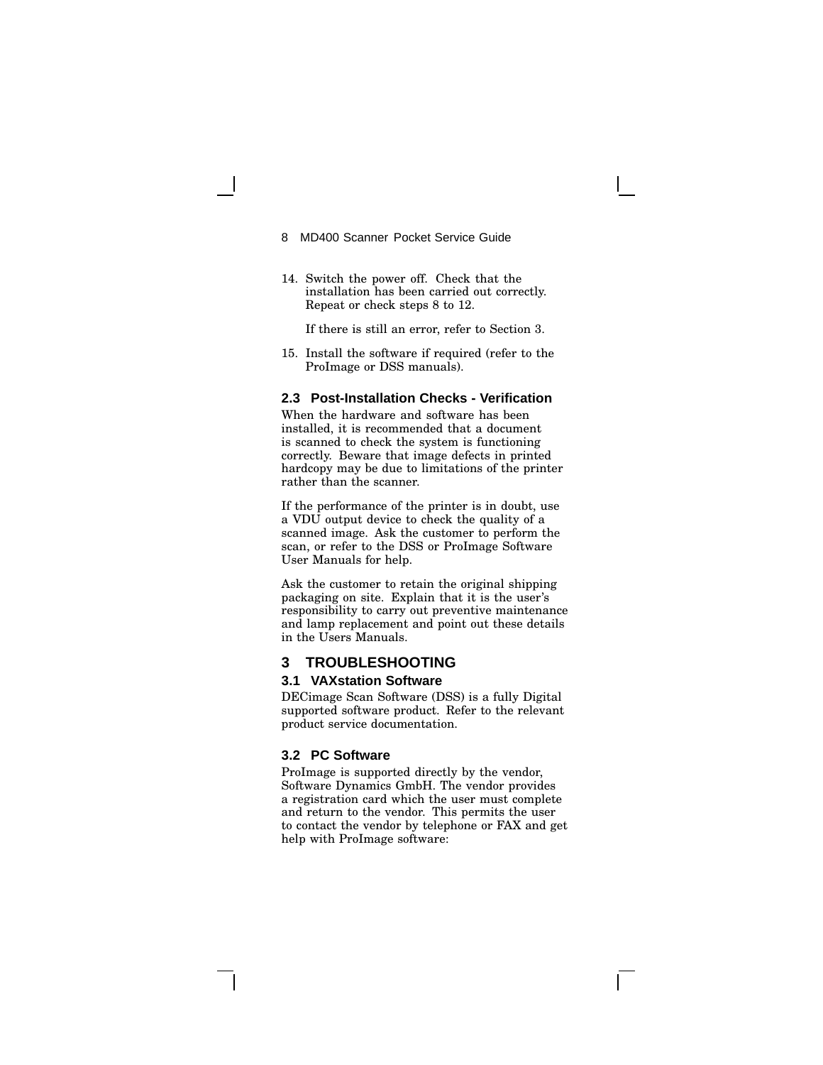14. Switch the power off. Check that the installation has been carried out correctly. Repeat or check steps 8 to 12.

    If there is still an error, refer to Section 3.

15. Install the software if required (refer to the ProImage or DSS manuals).

### 2.3 Post-Installation Checks - Verification

When the hardware and software has been installed, it is recommended that a document is scanned to check the system is functioning correctly. Beware that image defects in printed hardcopy may be due to limitations of the printer rather than the scanner.

If the performance of the printer is in doubt, use a VDU output device to check the quality of a scanned image. Ask the customer to perform the scan, or refer to the DSS or ProImage Software User Manuals for help.

Ask the customer to retain the original shipping packaging on site. Explain that it is the user's responsibility to carry out preventive maintenance and lamp replacement and point out these details in the Users Manuals.

## 3 TROUBLESHOOTING

### 3.1 VAXstation Software

DECimage Scan Software (DSS) is a fully Digital supported software product. Refer to the relevant product service documentation.

### 3.2 PC Software

ProImage is supported directly by the vendor, Software Dynamics GmbH. The vendor provides a registration card which the user must complete and return to the vendor. This permits the user to contact the vendor by telephone or FAX and get help with ProImage software: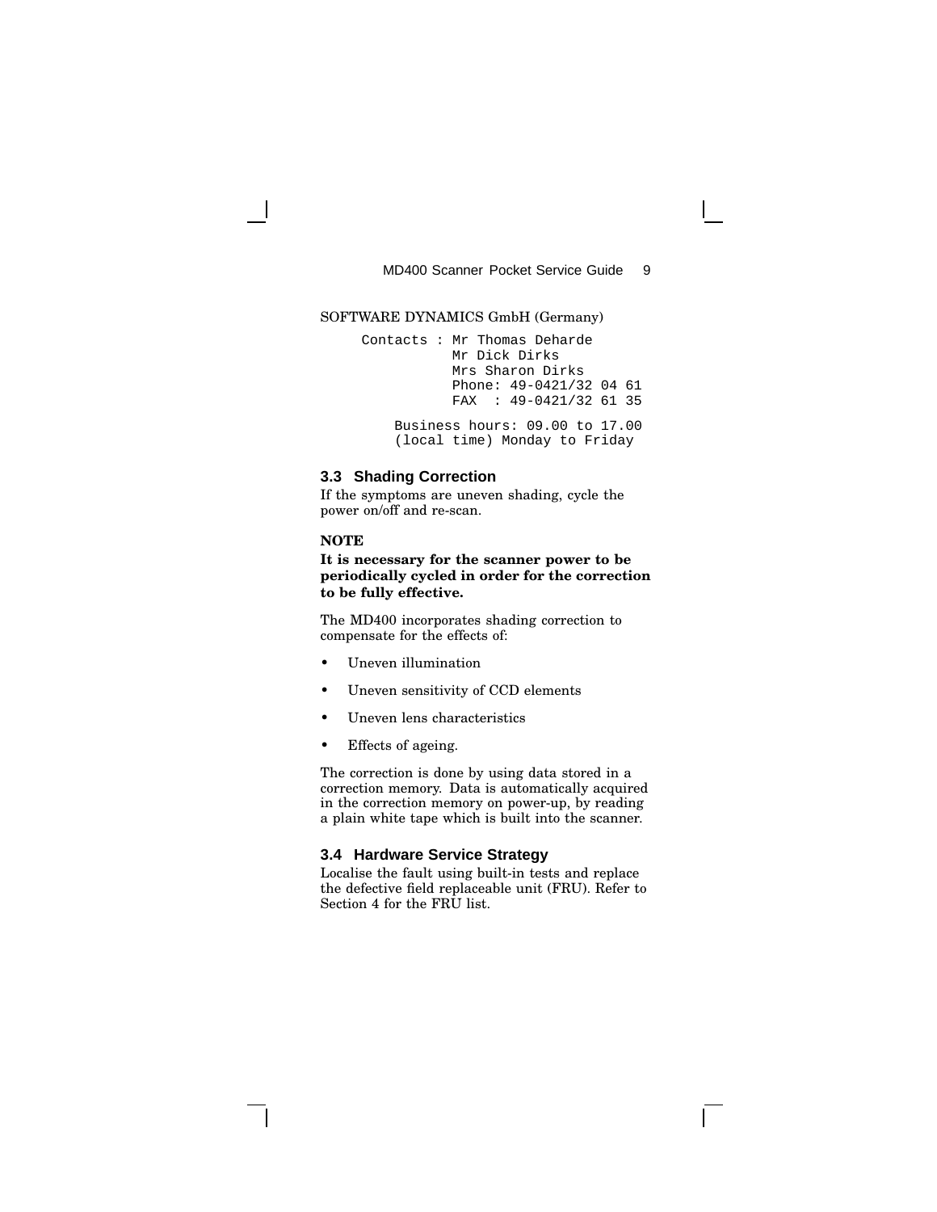SOFTWARE DYNAMICS GmbH (Germany)

```
Contacts : Mr Thomas Deharde
           Mr Dick Dirks
           Mrs Sharon Dirks
           Phone: 49-0421/32 04 61
           FAX  : 49-0421/32 61 35

     Business hours: 09.00 to 17.00
     (local time) Monday to Friday
```

### 3.3 Shading Correction

If the symptoms are uneven shading, cycle the power on/off and re-scan.

**NOTE**

**It is necessary for the scanner power to be periodically cycled in order for the correction to be fully effective.**

The MD400 incorporates shading correction to compensate for the effects of:

- Uneven illumination
- Uneven sensitivity of CCD elements
- Uneven lens characteristics
- Effects of ageing.

The correction is done by using data stored in a correction memory. Data is automatically acquired in the correction memory on power-up, by reading a plain white tape which is built into the scanner.

### 3.4 Hardware Service Strategy

Localise the fault using built-in tests and replace the defective field replaceable unit (FRU). Refer to Section 4 for the FRU list.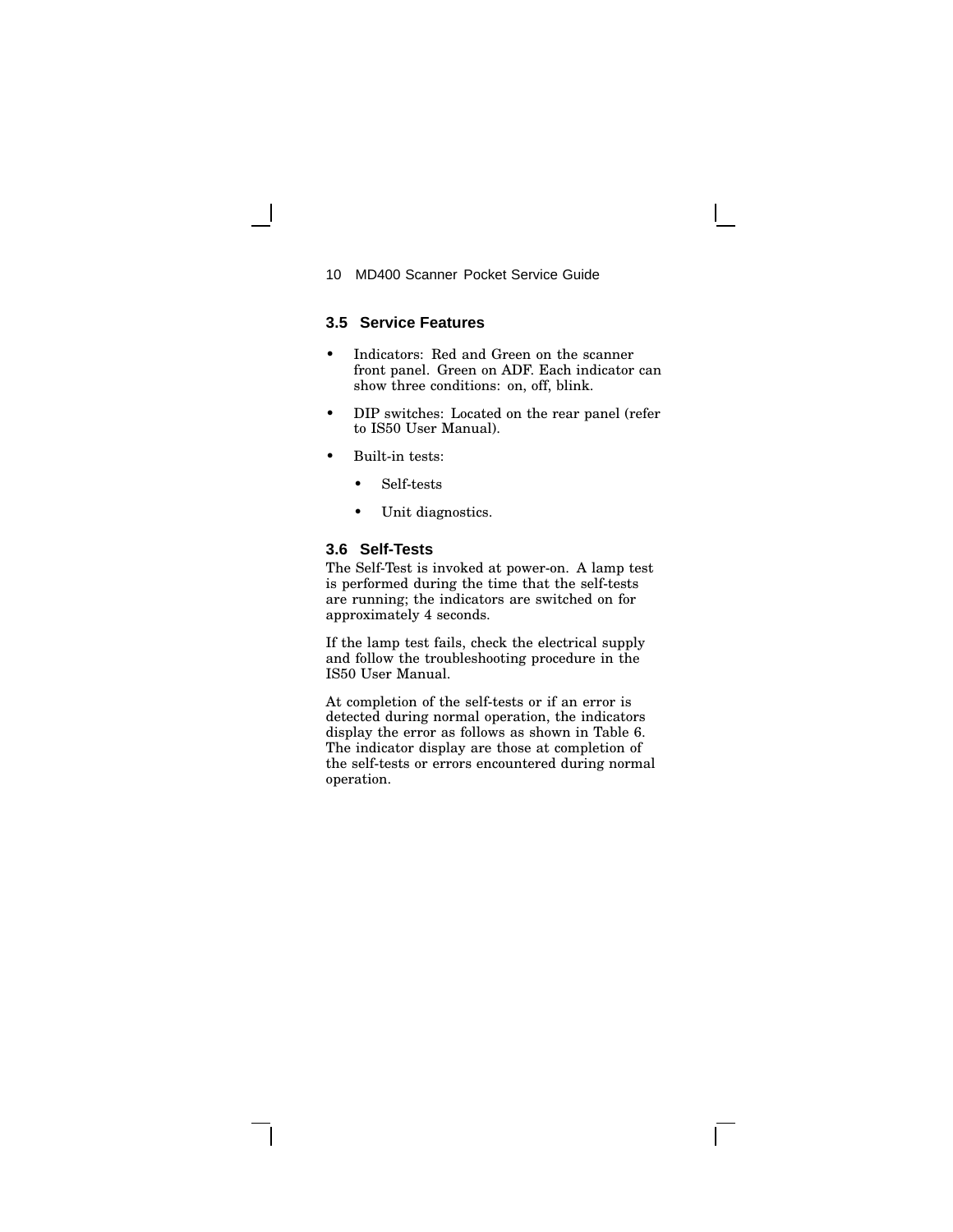## 3.5 Service Features

- Indicators: Red and Green on the scanner front panel. Green on ADF. Each indicator can show three conditions: on, off, blink.
- DIP switches: Located on the rear panel (refer to IS50 User Manual).
- Built-in tests:
  - Self-tests
  - Unit diagnostics.

## 3.6 Self-Tests

The Self-Test is invoked at power-on. A lamp test is performed during the time that the self-tests are running; the indicators are switched on for approximately 4 seconds.

If the lamp test fails, check the electrical supply and follow the troubleshooting procedure in the IS50 User Manual.

At completion of the self-tests or if an error is detected during normal operation, the indicators display the error as follows as shown in Table 6. The indicator display are those at completion of the self-tests or errors encountered during normal operation.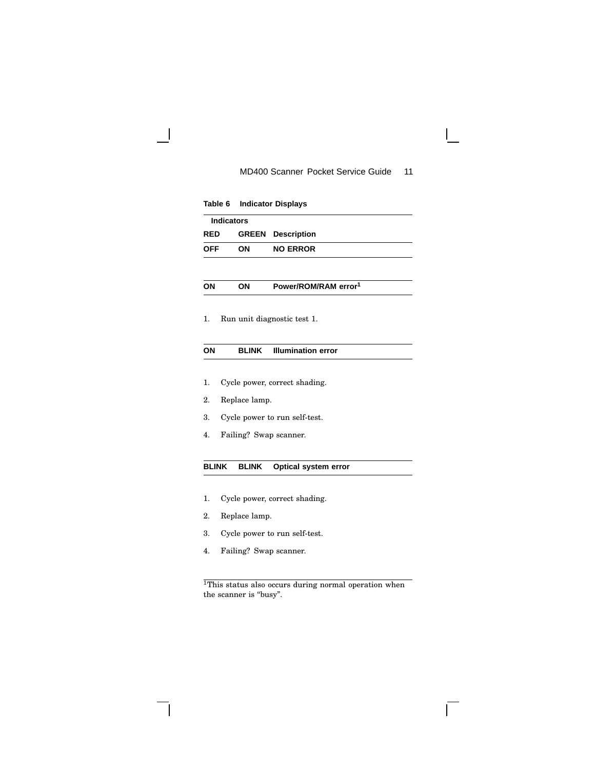**Table 6 Indicator Displays**

| Indicators | | |
|---|---|---|
| **RED** | **GREEN** | **Description** |
| **OFF** | **ON** | **NO ERROR** |

| | | |
|---|---|---|
| **ON** | **ON** | **Power/ROM/RAM error**[1] |

1. Run unit diagnostic test 1.

| | | |
|---|---|---|
| **ON** | **BLINK** | **Illumination error** |

1. Cycle power, correct shading.
2. Replace lamp.
3. Cycle power to run self-test.
4. Failing? Swap scanner.

| | | |
|---|---|---|
| **BLINK** | **BLINK** | **Optical system error** |

1. Cycle power, correct shading.
2. Replace lamp.
3. Cycle power to run self-test.
4. Failing? Swap scanner.

---

[1]This status also occurs during normal operation when the scanner is "busy".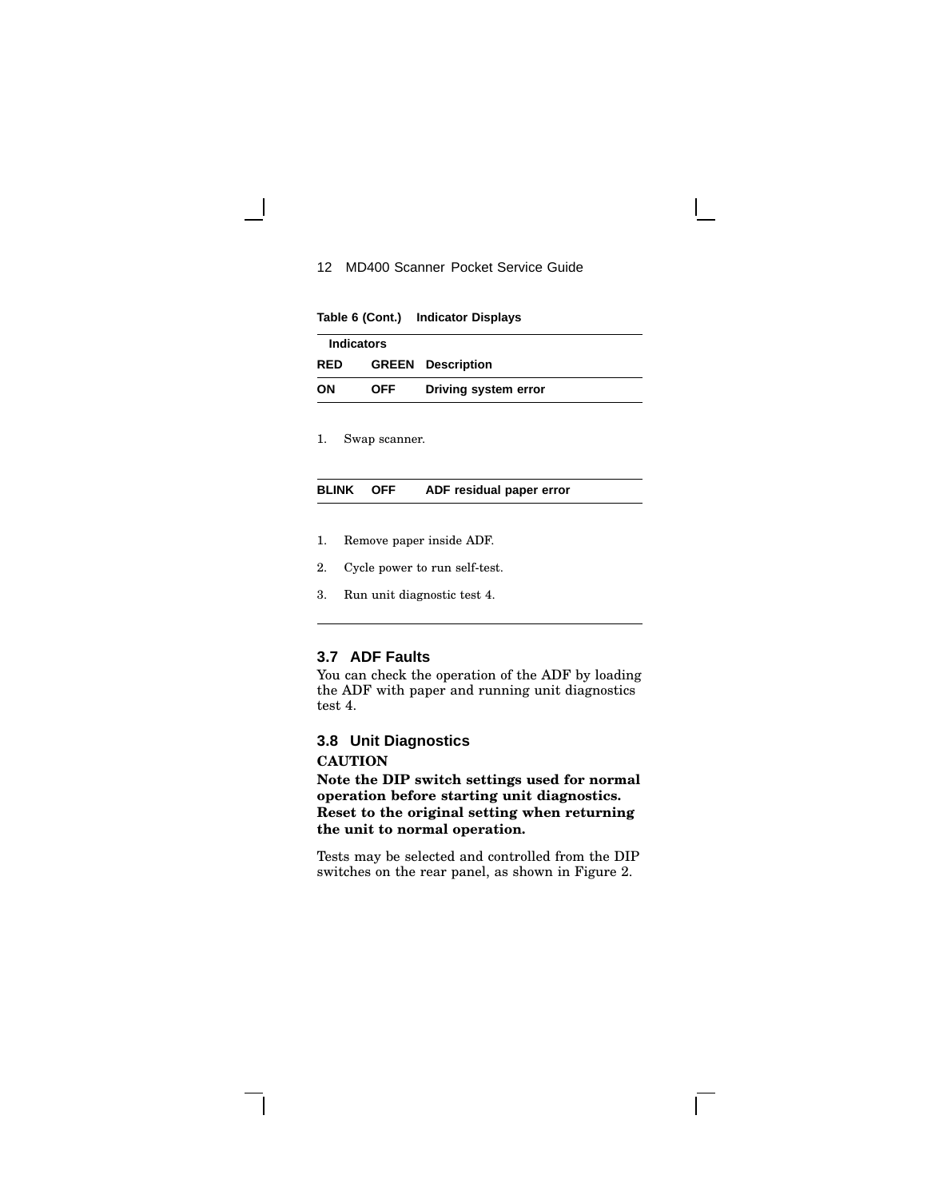**Table 6 (Cont.) Indicator Displays**

| Indicators | | |
|---|---|---|
| **RED** | **GREEN** | **Description** |
| **ON** | **OFF** | **Driving system error** |

1. Swap scanner.

| | | |
|---|---|---|
| **BLINK** | **OFF** | **ADF residual paper error** |

1. Remove paper inside ADF.
2. Cycle power to run self-test.
3. Run unit diagnostic test 4.

## 3.7 ADF Faults

You can check the operation of the ADF by loading the ADF with paper and running unit diagnostics test 4.

## 3.8 Unit Diagnostics

**CAUTION**

**Note the DIP switch settings used for normal operation before starting unit diagnostics. Reset to the original setting when returning the unit to normal operation.**

Tests may be selected and controlled from the DIP switches on the rear panel, as shown in Figure 2.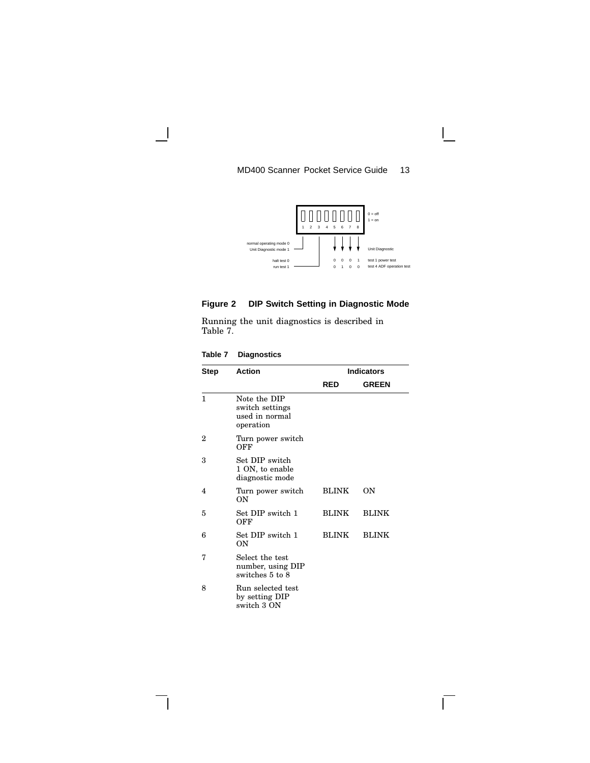| 1 | 2 | 3 | 4 | 5 | 6 | 7 | 8 |
|---|---|---|---|---|---|---|---|

0 = off
1 = on

normal operating mode 0
Unit Diagnostic mode 1

halt test 0
run test 1

Unit Diagnostic

| 5 | 6 | 7 | 8 | |
|---|---|---|---|---|
| 0 | 0 | 0 | 1 | test 1 power test |
| 0 | 1 | 0 | 0 | test 4 ADF operation test |

**Figure 2 DIP Switch Setting in Diagnostic Mode**

Running the unit diagnostics is described in Table 7.

**Table 7 Diagnostics**

| Step | Action | Indicators | |
|---|---|---|---|
| | | **RED** | **GREEN** |
| 1 | Note the DIP switch settings used in normal operation | | |
| 2 | Turn power switch OFF | | |
| 3 | Set DIP switch 1 ON, to enable diagnostic mode | | |
| 4 | Turn power switch ON | BLINK | ON |
| 5 | Set DIP switch 1 OFF | BLINK | BLINK |
| 6 | Set DIP switch 1 ON | BLINK | BLINK |
| 7 | Select the test number, using DIP switches 5 to 8 | | |
| 8 | Run selected test by setting DIP switch 3 ON | | |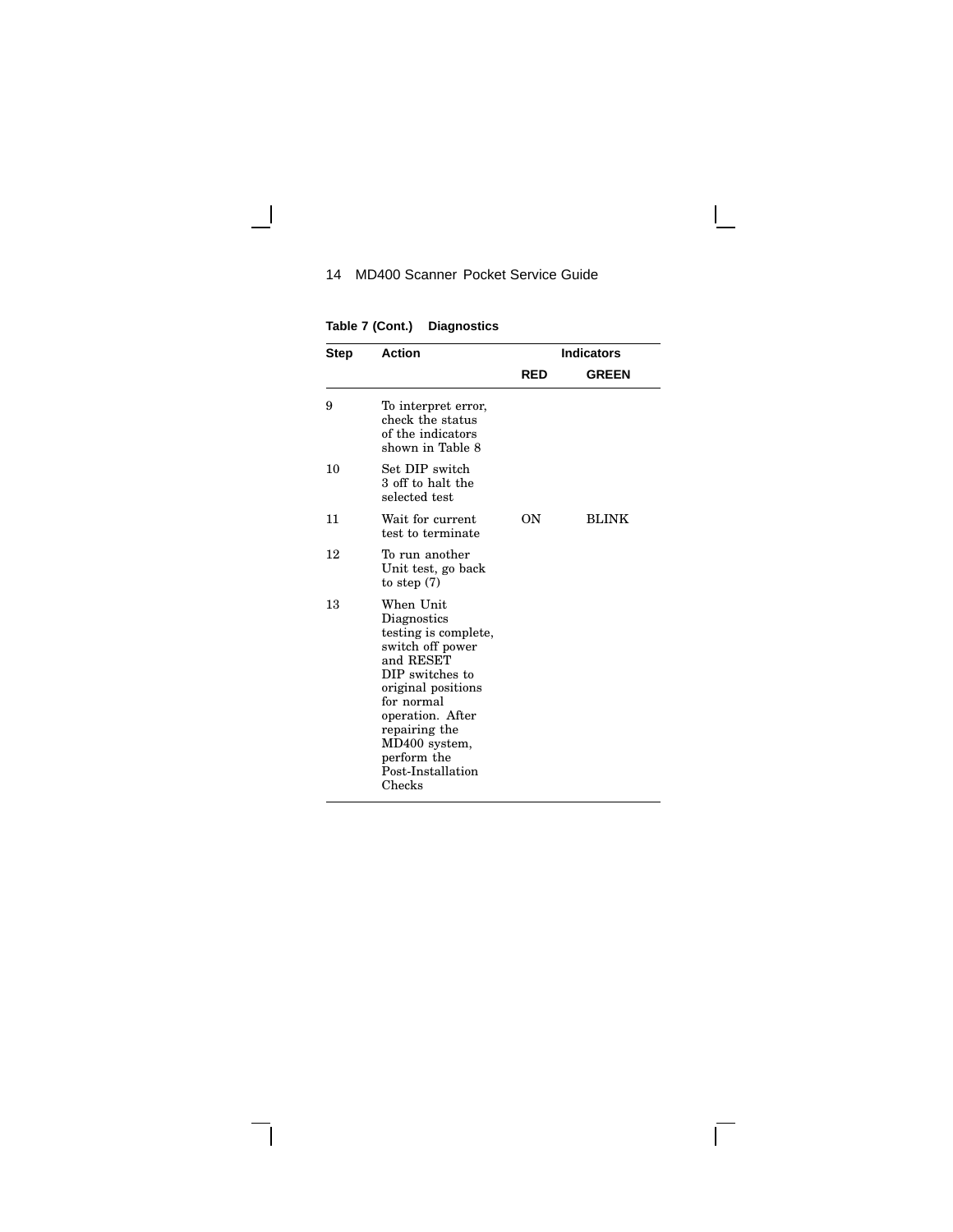**Table 7 (Cont.) Diagnostics**

| Step | Action | Indicators | |
|---|---|---|---|
| | | **RED** | **GREEN** |
| 9 | To interpret error, check the status of the indicators shown in Table 8 | | |
| 10 | Set DIP switch 3 off to halt the selected test | | |
| 11 | Wait for current test to terminate | ON | BLINK |
| 12 | To run another Unit test, go back to step (7) | | |
| 13 | When Unit Diagnostics testing is complete, switch off power and RESET DIP switches to original positions for normal operation. After repairing the MD400 system, perform the Post-Installation Checks | | |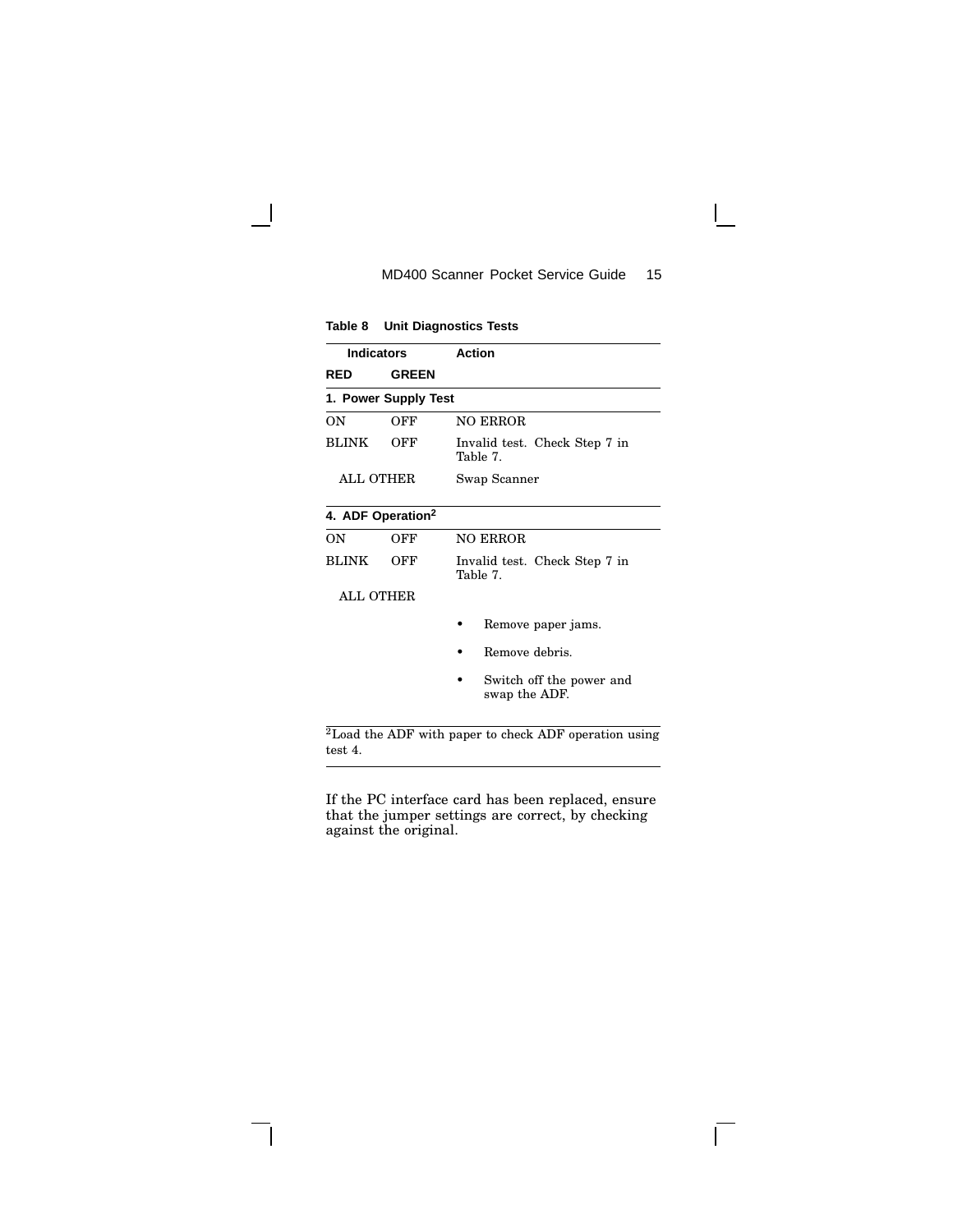**Table 8 Unit Diagnostics Tests**

| Indicators | | Action |
|---|---|---|
| **RED** | **GREEN** | |
| **1. Power Supply Test** | | |
| ON | OFF | NO ERROR |
| BLINK | OFF | Invalid test. Check Step 7 in Table 7. |
| ALL OTHER | | Swap Scanner |
| **4. ADF Operation[2]** | | |
| ON | OFF | NO ERROR |
| BLINK | OFF | Invalid test. Check Step 7 in Table 7. |
| ALL OTHER | | • Remove paper jams.<br>• Remove debris.<br>• Switch off the power and swap the ADF. |

[2]Load the ADF with paper to check ADF operation using test 4.

If the PC interface card has been replaced, ensure that the jumper settings are correct, by checking against the original.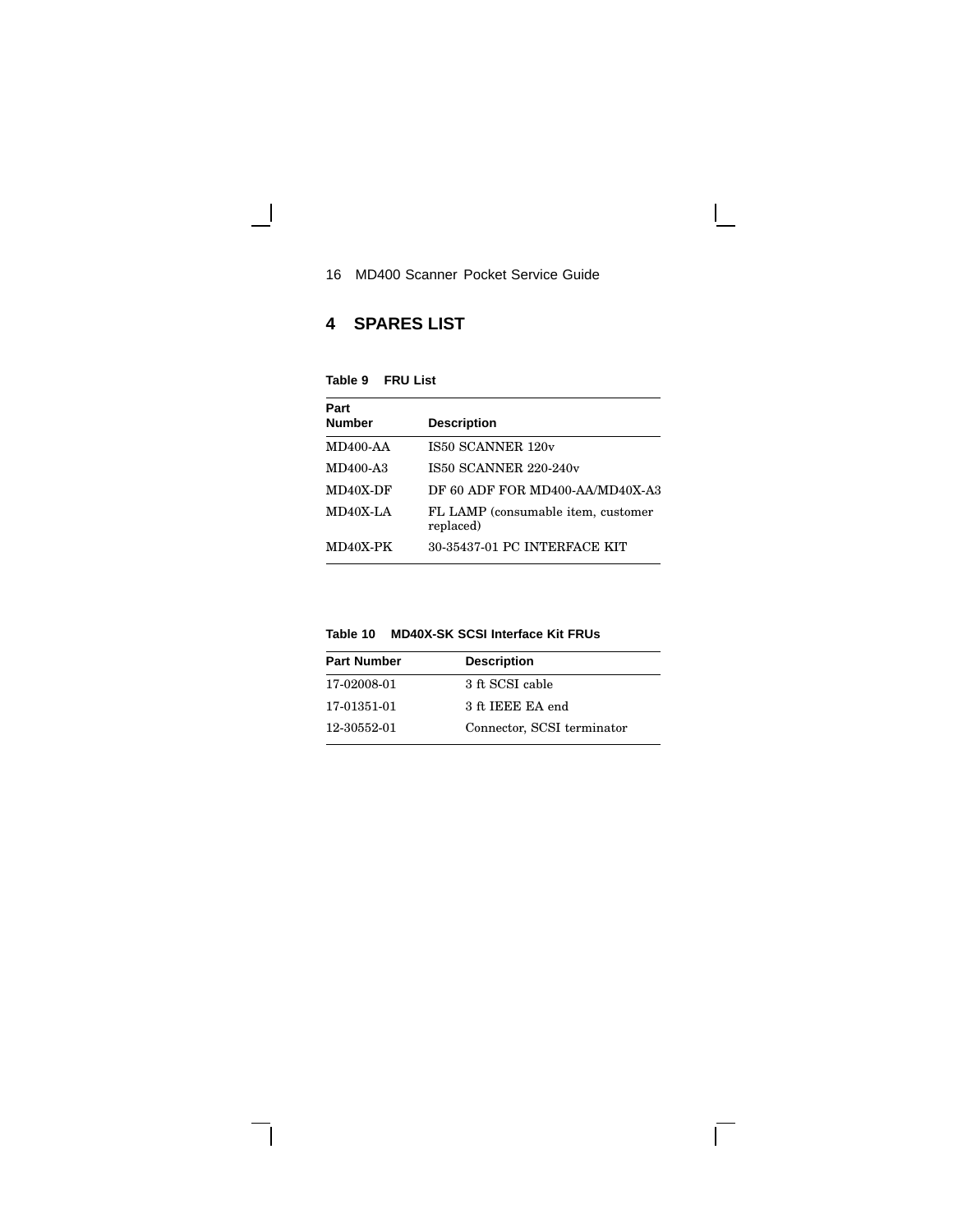# 4 SPARES LIST

**Table 9 FRU List**

| Part Number | Description |
|---|---|
| MD400-AA | IS50 SCANNER 120v |
| MD400-A3 | IS50 SCANNER 220-240v |
| MD40X-DF | DF 60 ADF FOR MD400-AA/MD40X-A3 |
| MD40X-LA | FL LAMP (consumable item, customer replaced) |
| MD40X-PK | 30-35437-01 PC INTERFACE KIT |

**Table 10 MD40X-SK SCSI Interface Kit FRUs**

| Part Number | Description |
|---|---|
| 17-02008-01 | 3 ft SCSI cable |
| 17-01351-01 | 3 ft IEEE EA end |
| 12-30552-01 | Connector, SCSI terminator |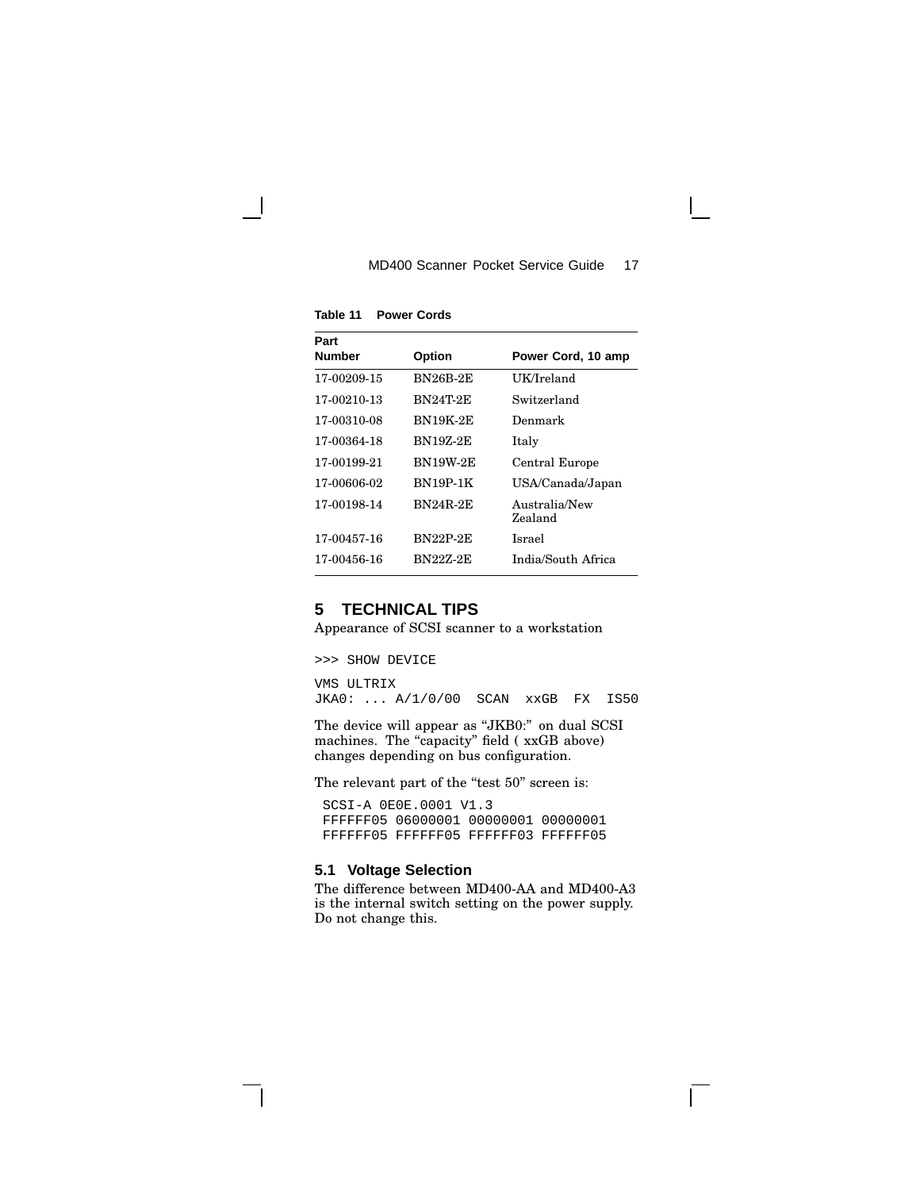**Table 11 Power Cords**

| Part Number | Option | Power Cord, 10 amp |
|---|---|---|
| 17-00209-15 | BN26B-2E | UK/Ireland |
| 17-00210-13 | BN24T-2E | Switzerland |
| 17-00310-08 | BN19K-2E | Denmark |
| 17-00364-18 | BN19Z-2E | Italy |
| 17-00199-21 | BN19W-2E | Central Europe |
| 17-00606-02 | BN19P-1K | USA/Canada/Japan |
| 17-00198-14 | BN24R-2E | Australia/New Zealand |
| 17-00457-16 | BN22P-2E | Israel |
| 17-00456-16 | BN22Z-2E | India/South Africa |

## 5 TECHNICAL TIPS

Appearance of SCSI scanner to a workstation

```
>>> SHOW DEVICE

VMS ULTRIX
JKA0: ... A/1/0/00  SCAN  xxGB  FX  IS50
```

The device will appear as "JKB0:" on dual SCSI machines. The "capacity" field ( xxGB above) changes depending on bus configuration.

The relevant part of the "test 50" screen is:

```
SCSI-A 0E0E.0001 V1.3
FFFFFF05 06000001 00000001 00000001
FFFFFF05 FFFFFF05 FFFFFF03 FFFFFF05
```

### 5.1 Voltage Selection

The difference between MD400-AA and MD400-A3 is the internal switch setting on the power supply. Do not change this.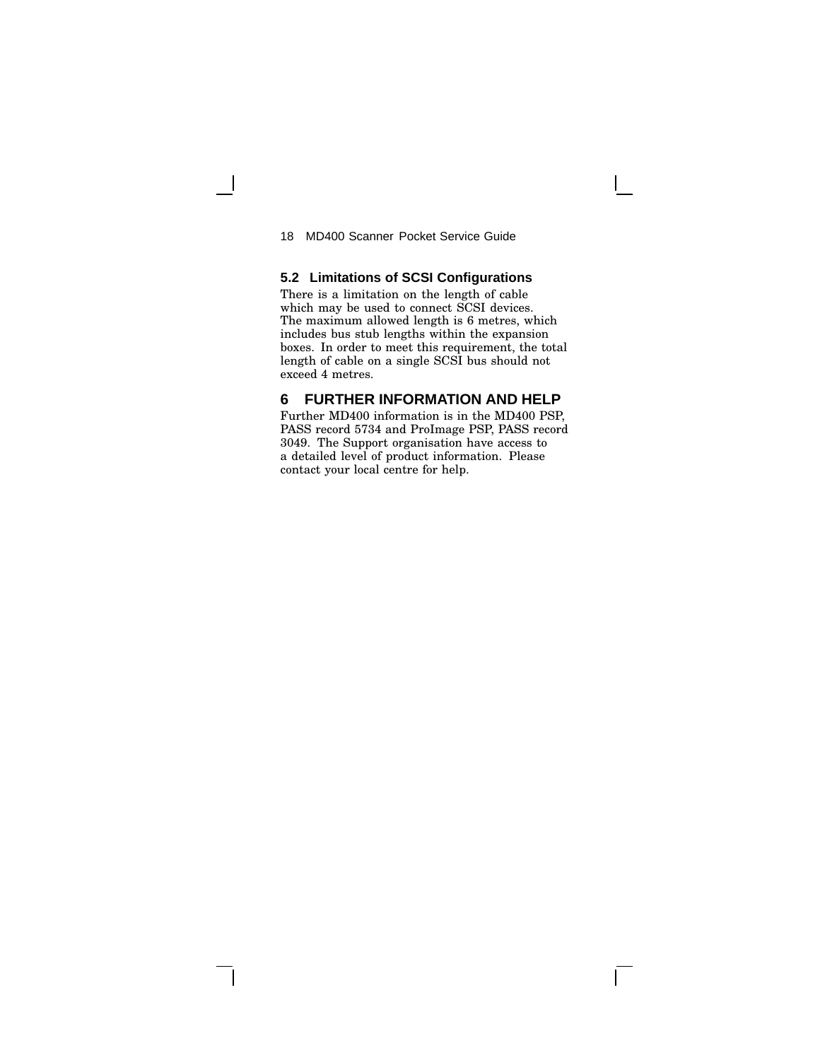### 5.2 Limitations of SCSI Configurations

There is a limitation on the length of cable which may be used to connect SCSI devices. The maximum allowed length is 6 metres, which includes bus stub lengths within the expansion boxes. In order to meet this requirement, the total length of cable on a single SCSI bus should not exceed 4 metres.

## 6 FURTHER INFORMATION AND HELP

Further MD400 information is in the MD400 PSP, PASS record 5734 and ProImage PSP, PASS record 3049. The Support organisation have access to a detailed level of product information. Please contact your local centre for help.